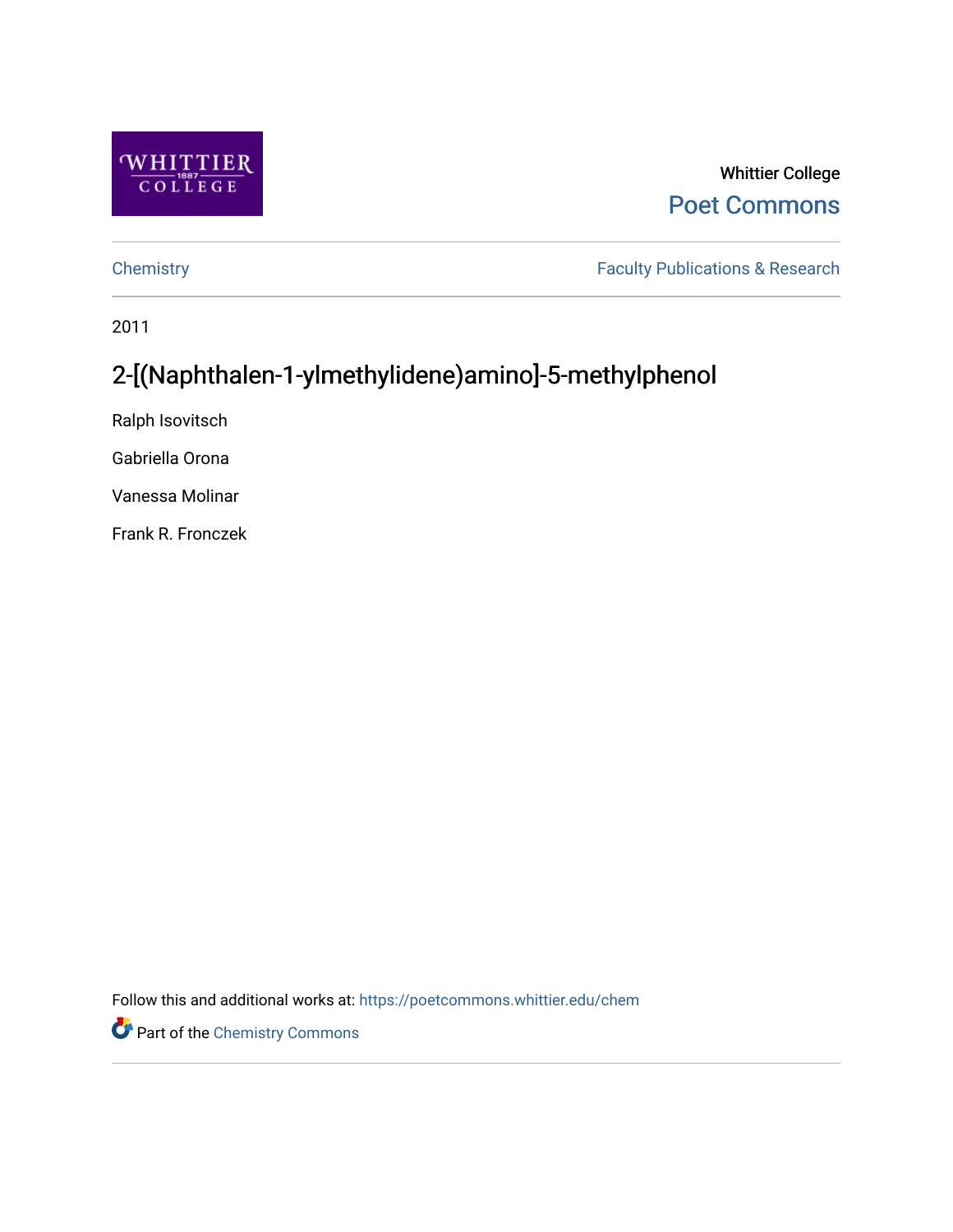Whittier College

Poet Commons

Chemistry

Faculty Publications & Research

2011

# 2-[(Naphthalen-1-ylmethylidene)amino]-5-methylphenol

Ralph Isovitsch

Gabriella Orona

Vanessa Molinar

Frank R. Fronczek

Follow this and additional works at: https://poetcommons.whittier.edu/chem

Part of the Chemistry Commons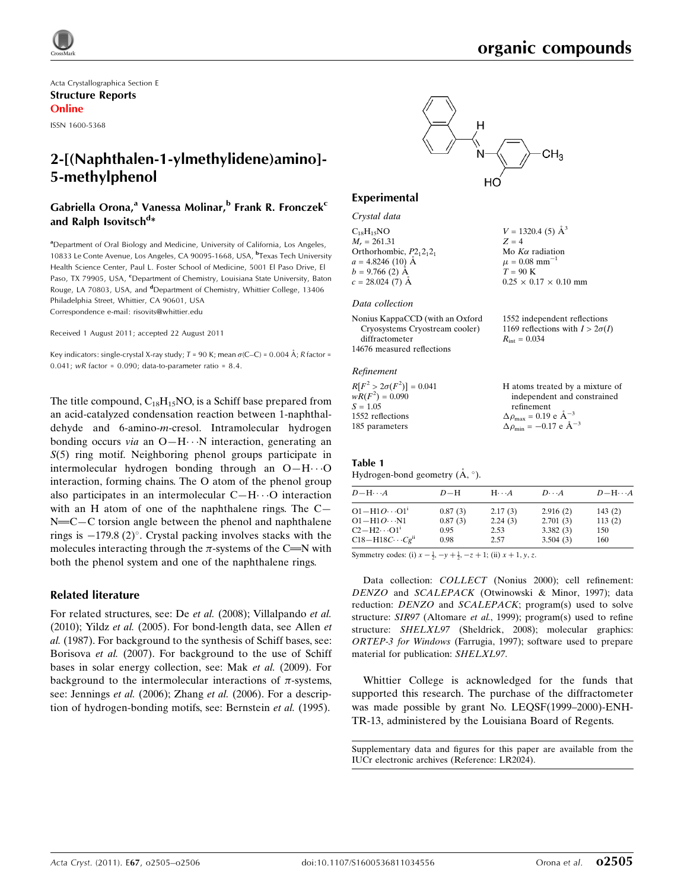Acta Crystallographica Section E
**Structure Reports Online**
ISSN 1600-5368

# 2-[(Naphthalen-1-ylmethylidene)amino]-5-methylphenol

## Gabriella Orona,[a] Vanessa Molinar,[b] Frank R. Fronczek[c] and Ralph Isovitsch[d]*

[a]Department of Oral Biology and Medicine, University of California, Los Angeles, 10833 Le Conte Avenue, Los Angeles, CA 90095-1668, USA, [b]Texas Tech University Health Science Center, Paul L. Foster School of Medicine, 5001 El Paso Drive, El Paso, TX 79905, USA, [c]Department of Chemistry, Louisiana State University, Baton Rouge, LA 70803, USA, and [d]Department of Chemistry, Whittier College, 13406 Philadelphia Street, Whittier, CA 90601, USA
Correspondence e-mail: risovits@whittier.edu

Received 1 August 2011; accepted 22 August 2011

Key indicators: single-crystal X-ray study; $T$ = 90 K; mean $\sigma$(C–C) = 0.004 Å; $R$ factor = 0.041; $wR$ factor = 0.090; data-to-parameter ratio = 8.4.

The title compound, $C_{18}H_{15}NO$, is a Schiff base prepared from an acid-catalyzed condensation reaction between 1-naphthaldehyde and 6-amino-*m*-cresol. Intramolecular hydrogen bonding occurs *via* an O—H⋯N interaction, generating an $S(5)$ ring motif. Neighboring phenol groups participate in intermolecular hydrogen bonding through an O—H⋯O interaction, forming chains. The O atom of the phenol group also participates in an intermolecular C—H⋯O interaction with an H atom of one of the naphthalene rings. The C—N=C—C torsion angle between the phenol and naphthalene rings is −179.8 (2)°. Crystal packing involves stacks with the molecules interacting through the π-systems of the C=N with both the phenol system and one of the naphthalene rings.

### Related literature

For related structures, see: De *et al.* (2008); Villalpando *et al.* (2010); Yildz *et al.* (2005). For bond-length data, see Allen *et al.* (1987). For background to the synthesis of Schiff bases, see: Borisova *et al.* (2007). For background to the use of Schiff bases in solar energy collection, see: Mak *et al.* (2009). For background to the intermolecular interactions of π-systems, see: Jennings *et al.* (2006); Zhang *et al.* (2006). For a description of hydrogen-bonding motifs, see: Bernstein *et al.* (1995).

## Experimental

### Crystal data

$C_{18}H_{15}NO$
$M_r$ = 261.31
Orthorhombic, $P2_12_12_1$
$a$ = 4.8246 (10) Å
$b$ = 9.766 (2) Å
$c$ = 28.024 (7) Å
$V$ = 1320.4 (5) Å$^3$
$Z$ = 4
Mo $K\alpha$ radiation
$\mu$ = 0.08 mm$^{-1}$
$T$ = 90 K
0.25 × 0.17 × 0.10 mm

### Data collection

Nonius KappaCCD (with an Oxford Cryosystems Cryostream cooler) diffractometer
14676 measured reflections
1552 independent reflections
1169 reflections with $I > 2\sigma(I)$
$R_{int}$ = 0.034

### Refinement

$R[F^2 > 2\sigma(F^2)]$ = 0.041
$wR(F^2)$ = 0.090
$S$ = 1.05
1552 reflections
185 parameters
H atoms treated by a mixture of independent and constrained refinement
$\Delta\rho_{max}$ = 0.19 e Å$^{-3}$
$\Delta\rho_{min}$ = −0.17 e Å$^{-3}$

**Table 1**
Hydrogen-bond geometry (Å, °).

| $D$—H⋯$A$ | $D$—H | H⋯$A$ | $D$⋯$A$ | $D$—H⋯$A$ |
|---|---|---|---|---|
| O1—H1$O$⋯O1$^{i}$ | 0.87 (3) | 2.17 (3) | 2.916 (2) | 143 (2) |
| O1—H1$O$⋯N1 | 0.87 (3) | 2.24 (3) | 2.701 (3) | 113 (2) |
| C2—H2⋯O1$^{i}$ | 0.95 | 2.53 | 3.382 (3) | 150 |
| C18—H18$C$⋯$Cg^{ii}$ | 0.98 | 2.57 | 3.504 (3) | 160 |

Symmetry codes: (i) $x-\frac{1}{2}, -y+\frac{1}{2}, -z+1$; (ii) $x+1, y, z$.

Data collection: *COLLECT* (Nonius 2000); cell refinement: *DENZO* and *SCALEPACK* (Otwinowski & Minor, 1997); data reduction: *DENZO* and *SCALEPACK*; program(s) used to solve structure: *SIR97* (Altomare *et al.*, 1999); program(s) used to refine structure: *SHELXL97* (Sheldrick, 2008); molecular graphics: *ORTEP-3 for Windows* (Farrugia, 1997); software used to prepare material for publication: *SHELXL97*.

Whittier College is acknowledged for the funds that supported this research. The purchase of the diffractometer was made possible by grant No. LEQSF(1999–2000)-ENH-TR-13, administered by the Louisiana Board of Regents.

Supplementary data and figures for this paper are available from the IUCr electronic archives (Reference: LR2024).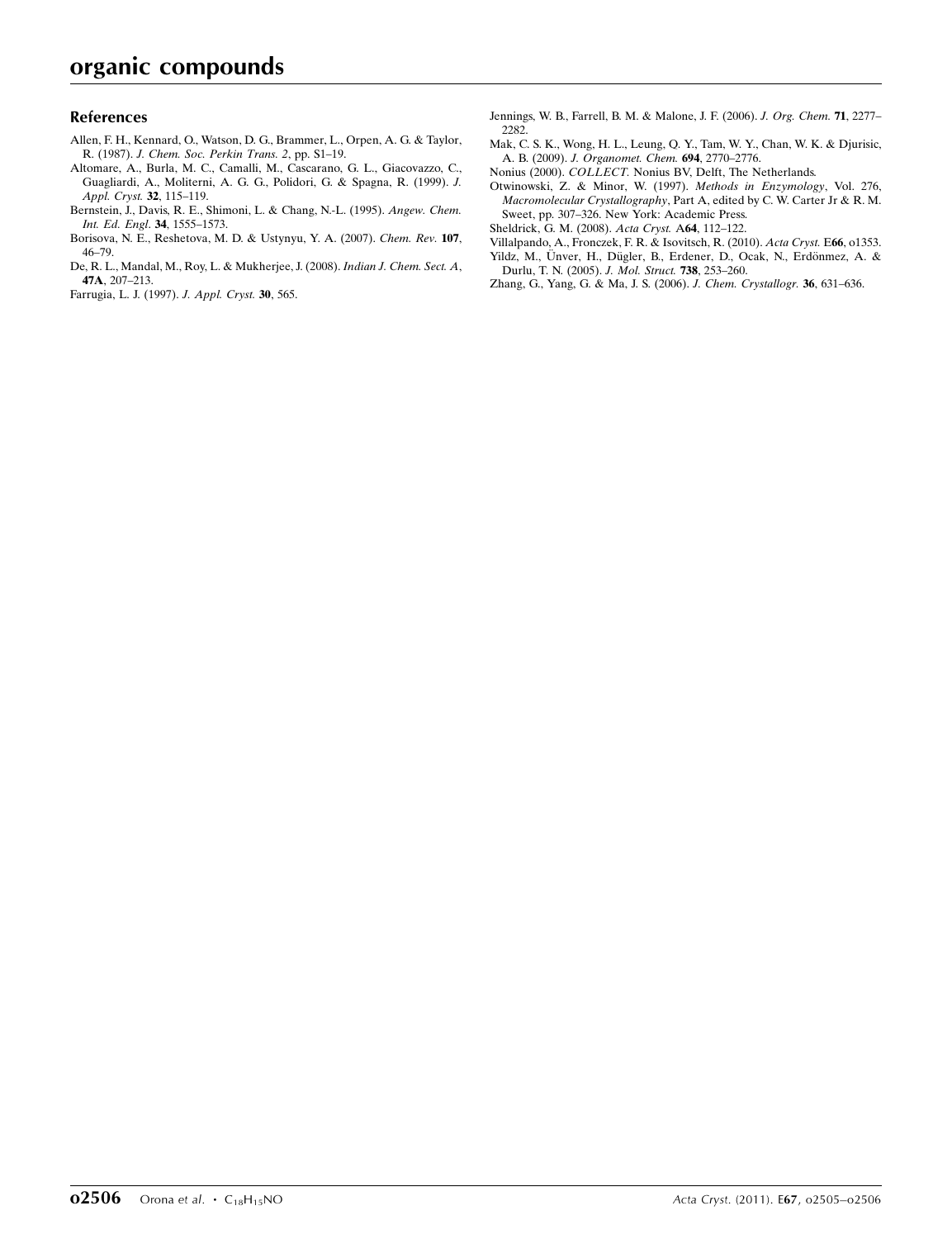## References

Allen, F. H., Kennard, O., Watson, D. G., Brammer, L., Orpen, A. G. & Taylor, R. (1987). *J. Chem. Soc. Perkin Trans. 2*, pp. S1–19.

Altomare, A., Burla, M. C., Camalli, M., Cascarano, G. L., Giacovazzo, C., Guagliardi, A., Moliterni, A. G. G., Polidori, G. & Spagna, R. (1999). *J. Appl. Cryst.* **32**, 115–119.

Bernstein, J., Davis, R. E., Shimoni, L. & Chang, N.-L. (1995). *Angew. Chem. Int. Ed. Engl.* **34**, 1555–1573.

Borisova, N. E., Reshetova, M. D. & Ustynyu, Y. A. (2007). *Chem. Rev.* **107**, 46–79.

De, R. L., Mandal, M., Roy, L. & Mukherjee, J. (2008). *Indian J. Chem. Sect. A*, **47A**, 207–213.

Farrugia, L. J. (1997). *J. Appl. Cryst.* **30**, 565.

Jennings, W. B., Farrell, B. M. & Malone, J. F. (2006). *J. Org. Chem.* **71**, 2277–2282.

Mak, C. S. K., Wong, H. L., Leung, Q. Y., Tam, W. Y., Chan, W. K. & Djurisic, A. B. (2009). *J. Organomet. Chem.* **694**, 2770–2776.

Nonius (2000). *COLLECT*. Nonius BV, Delft, The Netherlands.

Otwinowski, Z. & Minor, W. (1997). *Methods in Enzymology*, Vol. 276, *Macromolecular Crystallography*, Part A, edited by C. W. Carter Jr & R. M. Sweet, pp. 307–326. New York: Academic Press.

Sheldrick, G. M. (2008). *Acta Cryst.* A**64**, 112–122.

Villalpando, A., Fronczek, F. R. & Isovitsch, R. (2010). *Acta Cryst.* E**66**, o1353.

Yildz, M., Ünver, H., Dügler, B., Erdener, D., Ocak, N., Erdönmez, A. & Durlu, T. N. (2005). *J. Mol. Struct.* **738**, 253–260.

Zhang, G., Yang, G. & Ma, J. S. (2006). *J. Chem. Crystallogr.* **36**, 631–636.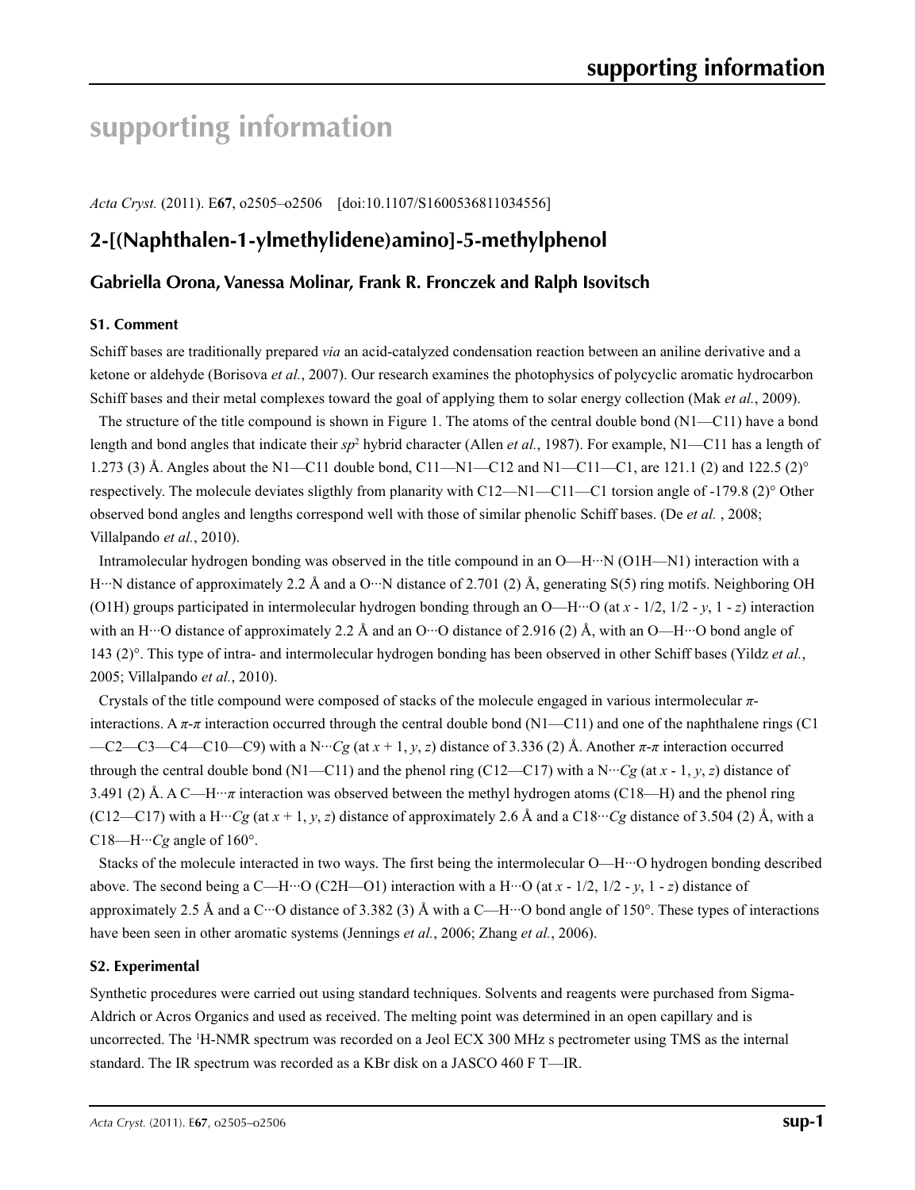# supporting information

*Acta Cryst.* (2011). E**67**, o2505–o2506 [doi:10.1107/S1600536811034556]

## 2-[(Naphthalen-1-ylmethylidene)amino]-5-methylphenol

### Gabriella Orona, Vanessa Molinar, Frank R. Fronczek and Ralph Isovitsch

#### S1. Comment

Schiff bases are traditionally prepared *via* an acid-catalyzed condensation reaction between an aniline derivative and a ketone or aldehyde (Borisova *et al.*, 2007). Our research examines the photophysics of polycyclic aromatic hydrocarbon Schiff bases and their metal complexes toward the goal of applying them to solar energy collection (Mak *et al.*, 2009).

The structure of the title compound is shown in Figure 1. The atoms of the central double bond (N1—C11) have a bond length and bond angles that indicate their $sp^2$ hybrid character (Allen *et al.*, 1987). For example, N1—C11 has a length of 1.273 (3) Å. Angles about the N1—C11 double bond, C11—N1—C12 and N1—C11—C1, are 121.1 (2) and 122.5 (2)° respectively. The molecule deviates sligthly from planarity with C12—N1—C11—C1 torsion angle of -179.8 (2)° Other observed bond angles and lengths correspond well with those of similar phenolic Schiff bases. (De *et al.* , 2008; Villalpando *et al.*, 2010).

Intramolecular hydrogen bonding was observed in the title compound in an O—H···N (O1H—N1) interaction with a H···N distance of approximately 2.2 Å and a O···N distance of 2.701 (2) Å, generating S(5) ring motifs. Neighboring OH (O1H) groups participated in intermolecular hydrogen bonding through an O—H···O (at *x* - 1/2, 1/2 - *y*, 1 - *z*) interaction with an H···O distance of approximately 2.2 Å and an O···O distance of 2.916 (2) Å, with an O—H···O bond angle of 143 (2)°. This type of intra- and intermolecular hydrogen bonding has been observed in other Schiff bases (Yildz *et al.*, 2005; Villalpando *et al.*, 2010).

Crystals of the title compound were composed of stacks of the molecule engaged in various intermolecular *π*-interactions. A *π*-*π* interaction occurred through the central double bond (N1—C11) and one of the naphthalene rings (C1—C2—C3—C4—C10—C9) with a N···*Cg* (at *x* + 1, *y*, *z*) distance of 3.336 (2) Å. Another *π*-*π* interaction occurred through the central double bond (N1—C11) and the phenol ring (C12—C17) with a N···*Cg* (at *x* - 1, *y*, *z*) distance of 3.491 (2) Å. A C—H···*π* interaction was observed between the methyl hydrogen atoms (C18—H) and the phenol ring (C12—C17) with a H···*Cg* (at *x* + 1, *y*, *z*) distance of approximately 2.6 Å and a C18···*Cg* distance of 3.504 (2) Å, with a C18—H···*Cg* angle of 160°.

Stacks of the molecule interacted in two ways. The first being the intermolecular O—H···O hydrogen bonding described above. The second being a C—H···O (C2H—O1) interaction with a H···O (at *x* - 1/2, 1/2 - *y*, 1 - *z*) distance of approximately 2.5 Å and a C···O distance of 3.382 (3) Å with a C—H···O bond angle of 150°. These types of interactions have been seen in other aromatic systems (Jennings *et al.*, 2006; Zhang *et al.*, 2006).

#### S2. Experimental

Synthetic procedures were carried out using standard techniques. Solvents and reagents were purchased from Sigma-Aldrich or Acros Organics and used as received. The melting point was determined in an open capillary and is uncorrected. The $^1$H-NMR spectrum was recorded on a Jeol ECX 300 MHz s pectrometer using TMS as the internal standard. The IR spectrum was recorded as a KBr disk on a JASCO 460 F T—IR.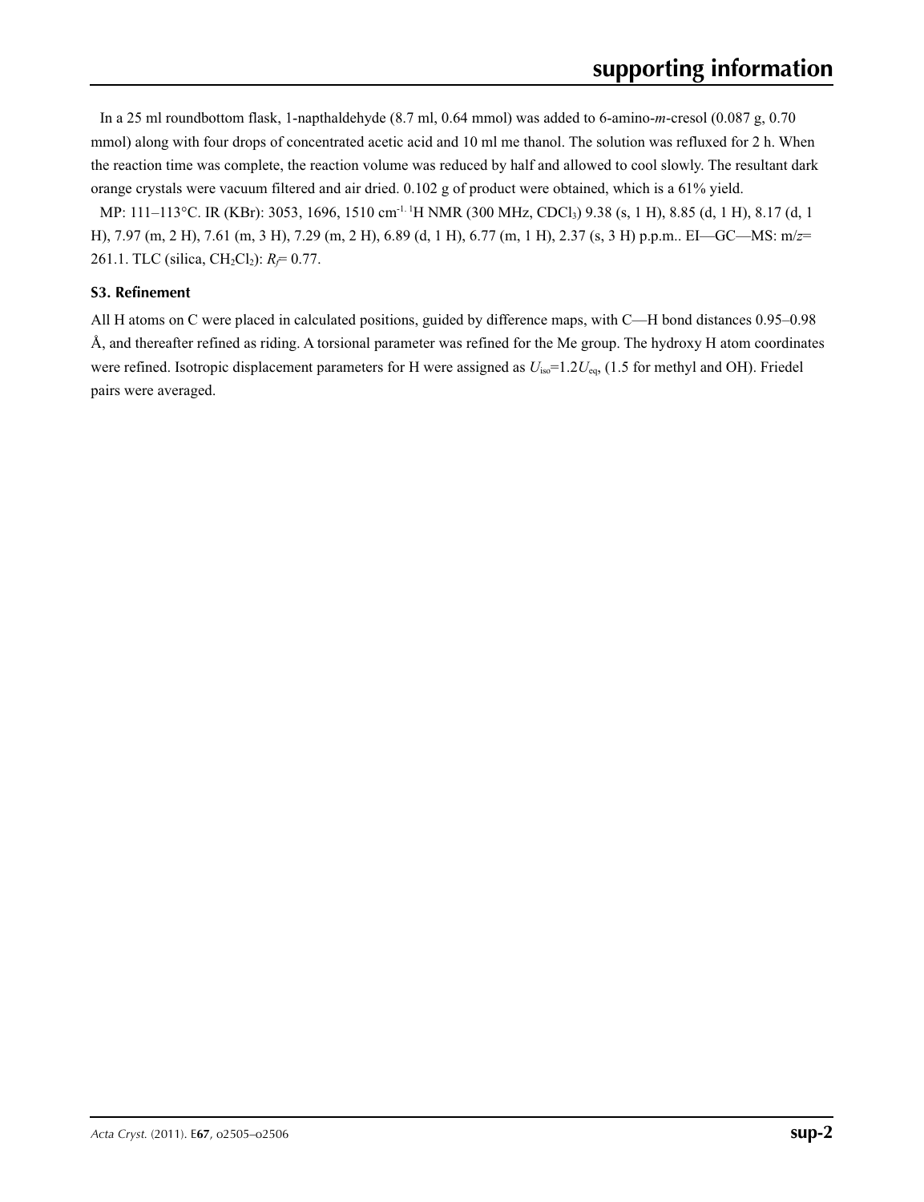In a 25 ml roundbottom flask, 1-napthaldehyde (8.7 ml, 0.64 mmol) was added to 6-amino-*m*-cresol (0.087 g, 0.70 mmol) along with four drops of concentrated acetic acid and 10 ml me thanol. The solution was refluxed for 2 h. When the reaction time was complete, the reaction volume was reduced by half and allowed to cool slowly. The resultant dark orange crystals were vacuum filtered and air dried. 0.102 g of product were obtained, which is a 61% yield.

MP: 111–113°C. IR (KBr): 3053, 1696, 1510 cm$^{-1}$. $^{1}$H NMR (300 MHz, $CDCl_3$) 9.38 (s, 1 H), 8.85 (d, 1 H), 8.17 (d, 1 H), 7.97 (m, 2 H), 7.61 (m, 3 H), 7.29 (m, 2 H), 6.89 (d, 1 H), 6.77 (m, 1 H), 2.37 (s, 3 H) p.p.m.. EI—GC—MS: m/*z*= 261.1. TLC (silica, $CH_2Cl_2$): $R_f$= 0.77.

### S3. Refinement

All H atoms on C were placed in calculated positions, guided by difference maps, with C—H bond distances 0.95–0.98 Å, and thereafter refined as riding. A torsional parameter was refined for the Me group. The hydroxy H atom coordinates were refined. Isotropic displacement parameters for H were assigned as $U_{iso}$=1.2$U_{eq}$, (1.5 for methyl and OH). Friedel pairs were averaged.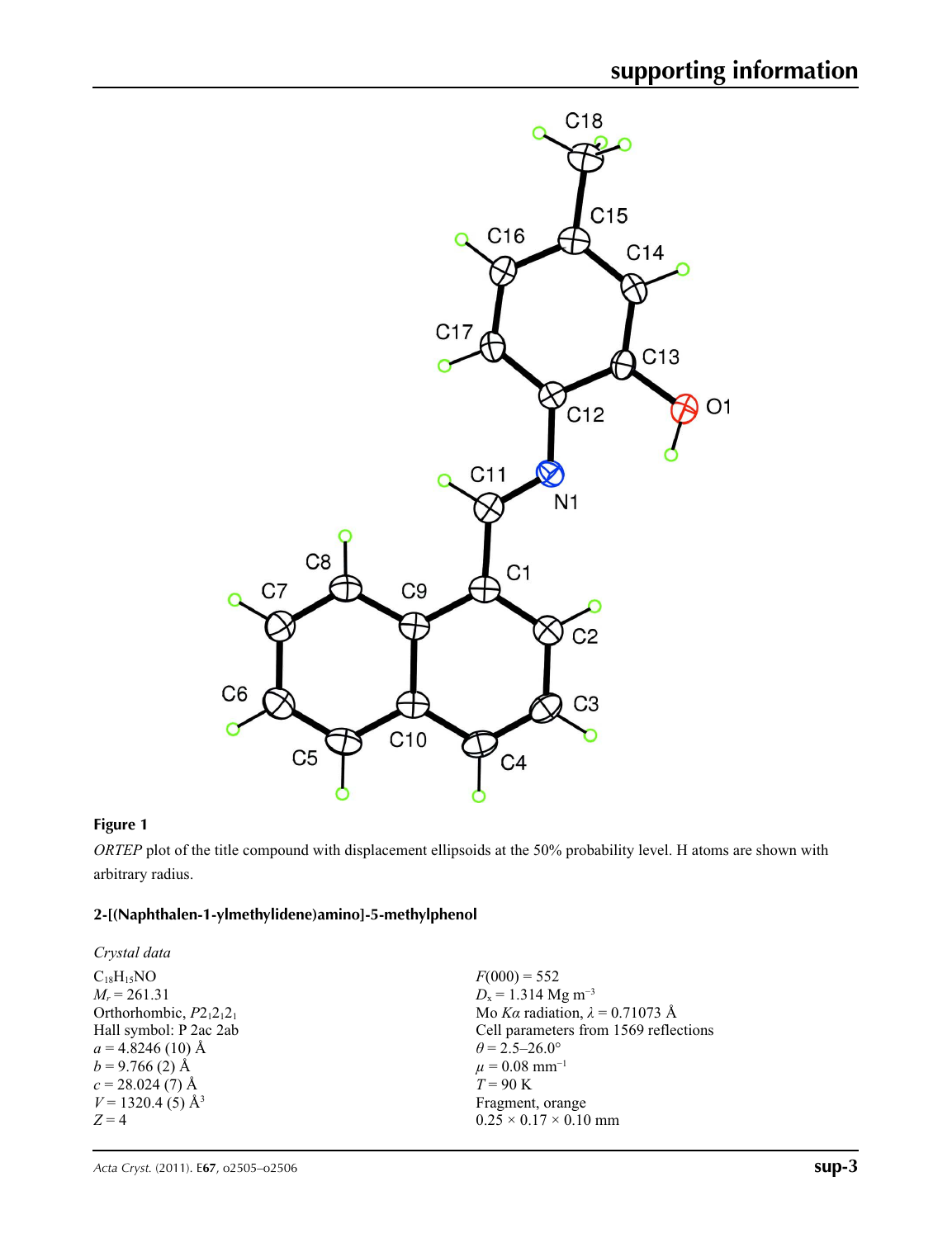**Figure 1**

*ORTEP* plot of the title compound with displacement ellipsoids at the 50% probability level. H atoms are shown with arbitrary radius.

### 2-[(Naphthalen-1-ylmethylidene)amino]-5-methylphenol

*Crystal data*

$C_{18}H_{15}NO$
$M_r = 261.31$
Orthorhombic, $P2_12_12_1$
Hall symbol: P 2ac 2ab
$a = 4.8246$ (10) Å
$b = 9.766$ (2) Å
$c = 28.024$ (7) Å
$V = 1320.4$ (5) Å$^3$
$Z = 4$

$F(000) = 552$
$D_x = 1.314$ Mg m$^{-3}$
Mo $K\alpha$ radiation, $\lambda = 0.71073$ Å
Cell parameters from 1569 reflections
$\theta = 2.5$–$26.0°$
$\mu = 0.08$ mm$^{-1}$
$T = 90$ K
Fragment, orange
0.25 × 0.17 × 0.10 mm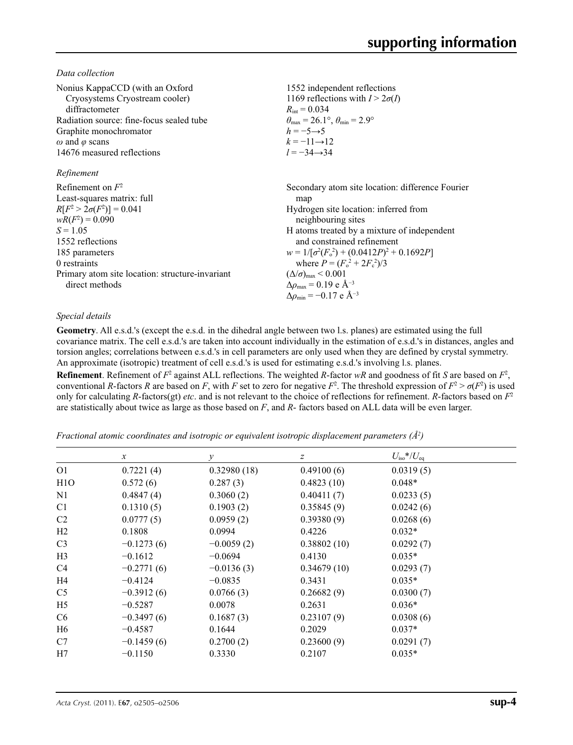*Data collection*

Nonius KappaCCD (with an Oxford Cryosystems Cryostream cooler) diffractometer
Radiation source: fine-focus sealed tube
Graphite monochromator
$\omega$ and $\varphi$ scans
14676 measured reflections
1552 independent reflections
1169 reflections with $I > 2\sigma(I)$
$R_{\rm int} = 0.034$
$\theta_{\rm max} = 26.1°$, $\theta_{\rm min} = 2.9°$
$h = -5 \rightarrow 5$
$k = -11 \rightarrow 12$
$l = -34 \rightarrow 34$

*Refinement*

Refinement on $F^2$
Least-squares matrix: full
$R[F^2 > 2\sigma(F^2)] = 0.041$
$wR(F^2) = 0.090$
$S = 1.05$
1552 reflections
185 parameters
0 restraints
Primary atom site location: structure-invariant direct methods
Secondary atom site location: difference Fourier map
Hydrogen site location: inferred from neighbouring sites
H atoms treated by a mixture of independent and constrained refinement
$w = 1/[\sigma^2(F_o^2) + (0.0412P)^2 + 0.1692P]$ where $P = (F_o^2 + 2F_c^2)/3$
$(\Delta/\sigma)_{\rm max} < 0.001$
$\Delta\rho_{\rm max} = 0.19$ e Å$^{-3}$
$\Delta\rho_{\rm min} = -0.17$ e Å$^{-3}$

*Special details*

**Geometry**. All e.s.d.'s (except the e.s.d. in the dihedral angle between two l.s. planes) are estimated using the full covariance matrix. The cell e.s.d.'s are taken into account individually in the estimation of e.s.d.'s in distances, angles and torsion angles; correlations between e.s.d.'s in cell parameters are only used when they are defined by crystal symmetry. An approximate (isotropic) treatment of cell e.s.d.'s is used for estimating e.s.d.'s involving l.s. planes.

**Refinement**. Refinement of $F^2$ against ALL reflections. The weighted $R$-factor $wR$ and goodness of fit $S$ are based on $F^2$, conventional $R$-factors $R$ are based on $F$, with $F$ set to zero for negative $F^2$. The threshold expression of $F^2 > \sigma(F^2)$ is used only for calculating $R$-factors(gt) *etc*. and is not relevant to the choice of reflections for refinement. $R$-factors based on $F^2$ are statistically about twice as large as those based on $F$, and $R$- factors based on ALL data will be even larger.

*Fractional atomic coordinates and isotropic or equivalent isotropic displacement parameters (Å$^2$)*

| | $x$ | $y$ | $z$ | $U_{\rm iso}$*/$U_{\rm eq}$ |
|---|---|---|---|---|
| O1 | 0.7221 (4) | 0.32980 (18) | 0.49100 (6) | 0.0319 (5) |
| H1O | 0.572 (6) | 0.287 (3) | 0.4823 (10) | 0.048* |
| N1 | 0.4847 (4) | 0.3060 (2) | 0.40411 (7) | 0.0233 (5) |
| C1 | 0.1310 (5) | 0.1903 (2) | 0.35845 (9) | 0.0242 (6) |
| C2 | 0.0777 (5) | 0.0959 (2) | 0.39380 (9) | 0.0268 (6) |
| H2 | 0.1808 | 0.0994 | 0.4226 | 0.032* |
| C3 | −0.1273 (6) | −0.0059 (2) | 0.38802 (10) | 0.0292 (7) |
| H3 | −0.1612 | −0.0694 | 0.4130 | 0.035* |
| C4 | −0.2771 (6) | −0.0136 (3) | 0.34679 (10) | 0.0293 (7) |
| H4 | −0.4124 | −0.0835 | 0.3431 | 0.035* |
| C5 | −0.3912 (6) | 0.0766 (3) | 0.26682 (9) | 0.0300 (7) |
| H5 | −0.5287 | 0.0078 | 0.2631 | 0.036* |
| C6 | −0.3497 (6) | 0.1687 (3) | 0.23107 (9) | 0.0308 (6) |
| H6 | −0.4587 | 0.1644 | 0.2029 | 0.037* |
| C7 | −0.1459 (6) | 0.2700 (2) | 0.23600 (9) | 0.0291 (7) |
| H7 | −0.1150 | 0.3330 | 0.2107 | 0.035* |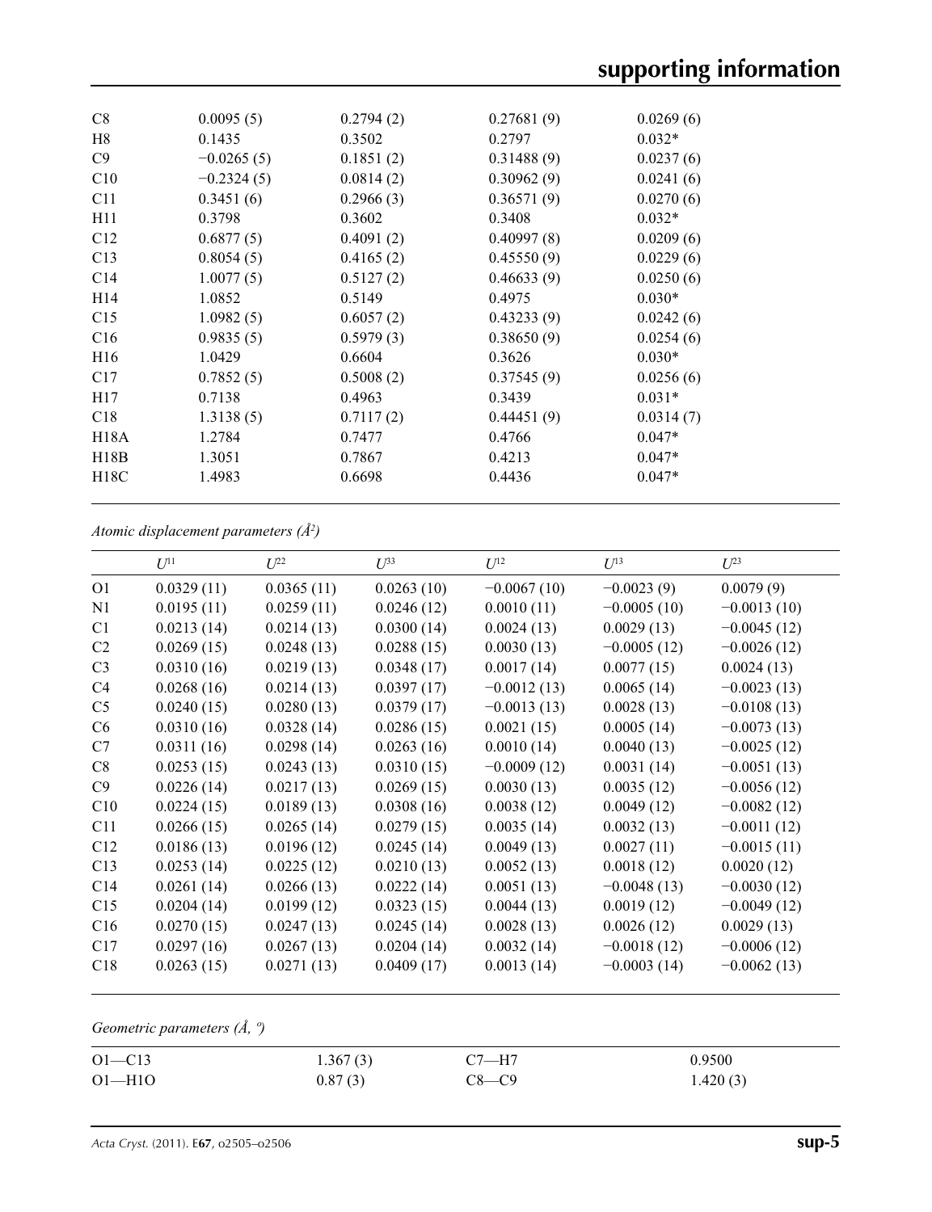| | | | | |
|---|---|---|---|---|
| C8 | 0.0095 (5) | 0.2794 (2) | 0.27681 (9) | 0.0269 (6) |
| H8 | 0.1435 | 0.3502 | 0.2797 | 0.032* |
| C9 | −0.0265 (5) | 0.1851 (2) | 0.31488 (9) | 0.0237 (6) |
| C10 | −0.2324 (5) | 0.0814 (2) | 0.30962 (9) | 0.0241 (6) |
| C11 | 0.3451 (6) | 0.2966 (3) | 0.36571 (9) | 0.0270 (6) |
| H11 | 0.3798 | 0.3602 | 0.3408 | 0.032* |
| C12 | 0.6877 (5) | 0.4091 (2) | 0.40997 (8) | 0.0209 (6) |
| C13 | 0.8054 (5) | 0.4165 (2) | 0.45550 (9) | 0.0229 (6) |
| C14 | 1.0077 (5) | 0.5127 (2) | 0.46633 (9) | 0.0250 (6) |
| H14 | 1.0852 | 0.5149 | 0.4975 | 0.030* |
| C15 | 1.0982 (5) | 0.6057 (2) | 0.43233 (9) | 0.0242 (6) |
| C16 | 0.9835 (5) | 0.5979 (3) | 0.38650 (9) | 0.0254 (6) |
| H16 | 1.0429 | 0.6604 | 0.3626 | 0.030* |
| C17 | 0.7852 (5) | 0.5008 (2) | 0.37545 (9) | 0.0256 (6) |
| H17 | 0.7138 | 0.4963 | 0.3439 | 0.031* |
| C18 | 1.3138 (5) | 0.7117 (2) | 0.44451 (9) | 0.0314 (7) |
| H18A | 1.2784 | 0.7477 | 0.4766 | 0.047* |
| H18B | 1.3051 | 0.7867 | 0.4213 | 0.047* |
| H18C | 1.4983 | 0.6698 | 0.4436 | 0.047* |

*Atomic displacement parameters (Å²)*

| | $U^{11}$ | $U^{22}$ | $U^{33}$ | $U^{12}$ | $U^{13}$ | $U^{23}$ |
|---|---|---|---|---|---|---|
| O1 | 0.0329 (11) | 0.0365 (11) | 0.0263 (10) | −0.0067 (10) | −0.0023 (9) | 0.0079 (9) |
| N1 | 0.0195 (11) | 0.0259 (11) | 0.0246 (12) | 0.0010 (11) | −0.0005 (10) | −0.0013 (10) |
| C1 | 0.0213 (14) | 0.0214 (13) | 0.0300 (14) | 0.0024 (13) | 0.0029 (13) | −0.0045 (12) |
| C2 | 0.0269 (15) | 0.0248 (13) | 0.0288 (15) | 0.0030 (13) | −0.0005 (12) | −0.0026 (12) |
| C3 | 0.0310 (16) | 0.0219 (13) | 0.0348 (17) | 0.0017 (14) | 0.0077 (15) | 0.0024 (13) |
| C4 | 0.0268 (16) | 0.0214 (13) | 0.0397 (17) | −0.0012 (13) | 0.0065 (14) | −0.0023 (13) |
| C5 | 0.0240 (15) | 0.0280 (13) | 0.0379 (17) | −0.0013 (13) | 0.0028 (13) | −0.0108 (13) |
| C6 | 0.0310 (16) | 0.0328 (14) | 0.0286 (15) | 0.0021 (15) | 0.0005 (14) | −0.0073 (13) |
| C7 | 0.0311 (16) | 0.0298 (14) | 0.0263 (16) | 0.0010 (14) | 0.0040 (13) | −0.0025 (12) |
| C8 | 0.0253 (15) | 0.0243 (13) | 0.0310 (15) | −0.0009 (12) | 0.0031 (14) | −0.0051 (13) |
| C9 | 0.0226 (14) | 0.0217 (13) | 0.0269 (15) | 0.0030 (13) | 0.0035 (12) | −0.0056 (12) |
| C10 | 0.0224 (15) | 0.0189 (13) | 0.0308 (16) | 0.0038 (12) | 0.0049 (12) | −0.0082 (12) |
| C11 | 0.0266 (15) | 0.0265 (14) | 0.0279 (15) | 0.0035 (14) | 0.0032 (13) | −0.0011 (12) |
| C12 | 0.0186 (13) | 0.0196 (12) | 0.0245 (14) | 0.0049 (13) | 0.0027 (11) | −0.0015 (11) |
| C13 | 0.0253 (14) | 0.0225 (13) | 0.0210 (13) | 0.0052 (13) | 0.0018 (12) | 0.0020 (12) |
| C14 | 0.0261 (14) | 0.0266 (13) | 0.0222 (14) | 0.0051 (13) | −0.0048 (13) | −0.0030 (12) |
| C15 | 0.0204 (14) | 0.0199 (12) | 0.0323 (15) | 0.0044 (13) | 0.0019 (12) | −0.0049 (12) |
| C16 | 0.0270 (15) | 0.0247 (13) | 0.0245 (14) | 0.0028 (13) | 0.0026 (12) | 0.0029 (13) |
| C17 | 0.0297 (16) | 0.0267 (13) | 0.0204 (14) | 0.0032 (14) | −0.0018 (12) | −0.0006 (12) |
| C18 | 0.0263 (15) | 0.0271 (13) | 0.0409 (17) | 0.0013 (14) | −0.0003 (14) | −0.0062 (13) |

*Geometric parameters (Å, º)*

| | | | |
|---|---|---|---|
| O1—C13 | 1.367 (3) | C7—H7 | 0.9500 |
| O1—H1O | 0.87 (3) | C8—C9 | 1.420 (3) |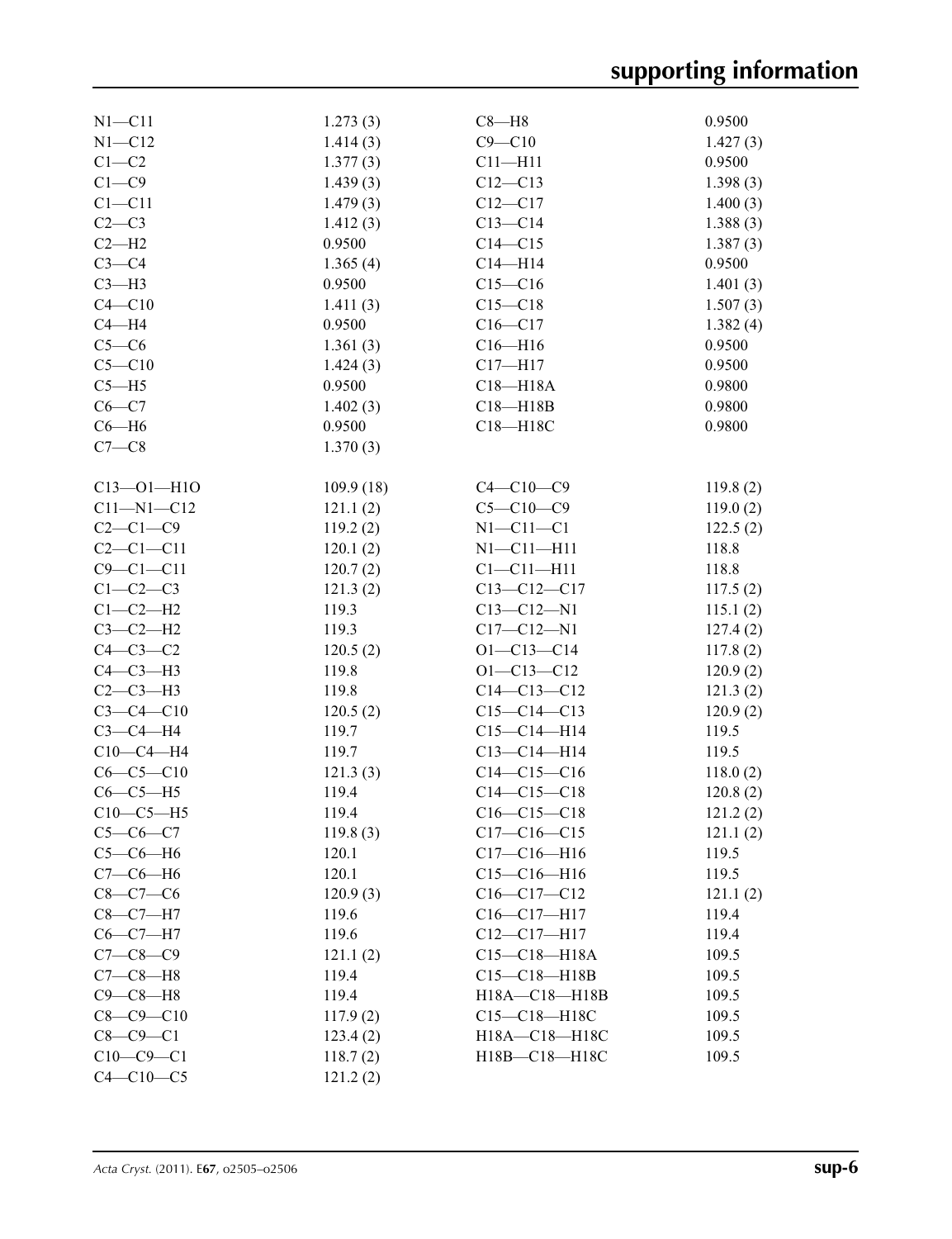| | | | |
|---|---|---|---|
| N1—C11 | 1.273 (3) | C8—H8 | 0.9500 |
| N1—C12 | 1.414 (3) | C9—C10 | 1.427 (3) |
| C1—C2 | 1.377 (3) | C11—H11 | 0.9500 |
| C1—C9 | 1.439 (3) | C12—C13 | 1.398 (3) |
| C1—C11 | 1.479 (3) | C12—C17 | 1.400 (3) |
| C2—C3 | 1.412 (3) | C13—C14 | 1.388 (3) |
| C2—H2 | 0.9500 | C14—C15 | 1.387 (3) |
| C3—C4 | 1.365 (4) | C14—H14 | 0.9500 |
| C3—H3 | 0.9500 | C15—C16 | 1.401 (3) |
| C4—C10 | 1.411 (3) | C15—C18 | 1.507 (3) |
| C4—H4 | 0.9500 | C16—C17 | 1.382 (4) |
| C5—C6 | 1.361 (3) | C16—H16 | 0.9500 |
| C5—C10 | 1.424 (3) | C17—H17 | 0.9500 |
| C5—H5 | 0.9500 | C18—H18A | 0.9800 |
| C6—C7 | 1.402 (3) | C18—H18B | 0.9800 |
| C6—H6 | 0.9500 | C18—H18C | 0.9800 |
| C7—C8 | 1.370 (3) | | |

| | | | |
|---|---|---|---|
| C13—O1—H1O | 109.9 (18) | C4—C10—C9 | 119.8 (2) |
| C11—N1—C12 | 121.1 (2) | C5—C10—C9 | 119.0 (2) |
| C2—C1—C9 | 119.2 (2) | N1—C11—C1 | 122.5 (2) |
| C2—C1—C11 | 120.1 (2) | N1—C11—H11 | 118.8 |
| C9—C1—C11 | 120.7 (2) | C1—C11—H11 | 118.8 |
| C1—C2—C3 | 121.3 (2) | C13—C12—C17 | 117.5 (2) |
| C1—C2—H2 | 119.3 | C13—C12—N1 | 115.1 (2) |
| C3—C2—H2 | 119.3 | C17—C12—N1 | 127.4 (2) |
| C4—C3—C2 | 120.5 (2) | O1—C13—C14 | 117.8 (2) |
| C4—C3—H3 | 119.8 | O1—C13—C12 | 120.9 (2) |
| C2—C3—H3 | 119.8 | C14—C13—C12 | 121.3 (2) |
| C3—C4—C10 | 120.5 (2) | C15—C14—C13 | 120.9 (2) |
| C3—C4—H4 | 119.7 | C15—C14—H14 | 119.5 |
| C10—C4—H4 | 119.7 | C13—C14—H14 | 119.5 |
| C6—C5—C10 | 121.3 (3) | C14—C15—C16 | 118.0 (2) |
| C6—C5—H5 | 119.4 | C14—C15—C18 | 120.8 (2) |
| C10—C5—H5 | 119.4 | C16—C15—C18 | 121.2 (2) |
| C5—C6—C7 | 119.8 (3) | C17—C16—C15 | 121.1 (2) |
| C5—C6—H6 | 120.1 | C17—C16—H16 | 119.5 |
| C7—C6—H6 | 120.1 | C15—C16—H16 | 119.5 |
| C8—C7—C6 | 120.9 (3) | C16—C17—C12 | 121.1 (2) |
| C8—C7—H7 | 119.6 | C16—C17—H17 | 119.4 |
| C6—C7—H7 | 119.6 | C12—C17—H17 | 119.4 |
| C7—C8—C9 | 121.1 (2) | C15—C18—H18A | 109.5 |
| C7—C8—H8 | 119.4 | C15—C18—H18B | 109.5 |
| C9—C8—H8 | 119.4 | H18A—C18—H18B | 109.5 |
| C8—C9—C10 | 117.9 (2) | C15—C18—H18C | 109.5 |
| C8—C9—C1 | 123.4 (2) | H18A—C18—H18C | 109.5 |
| C10—C9—C1 | 118.7 (2) | H18B—C18—H18C | 109.5 |
| C4—C10—C5 | 121.2 (2) | | |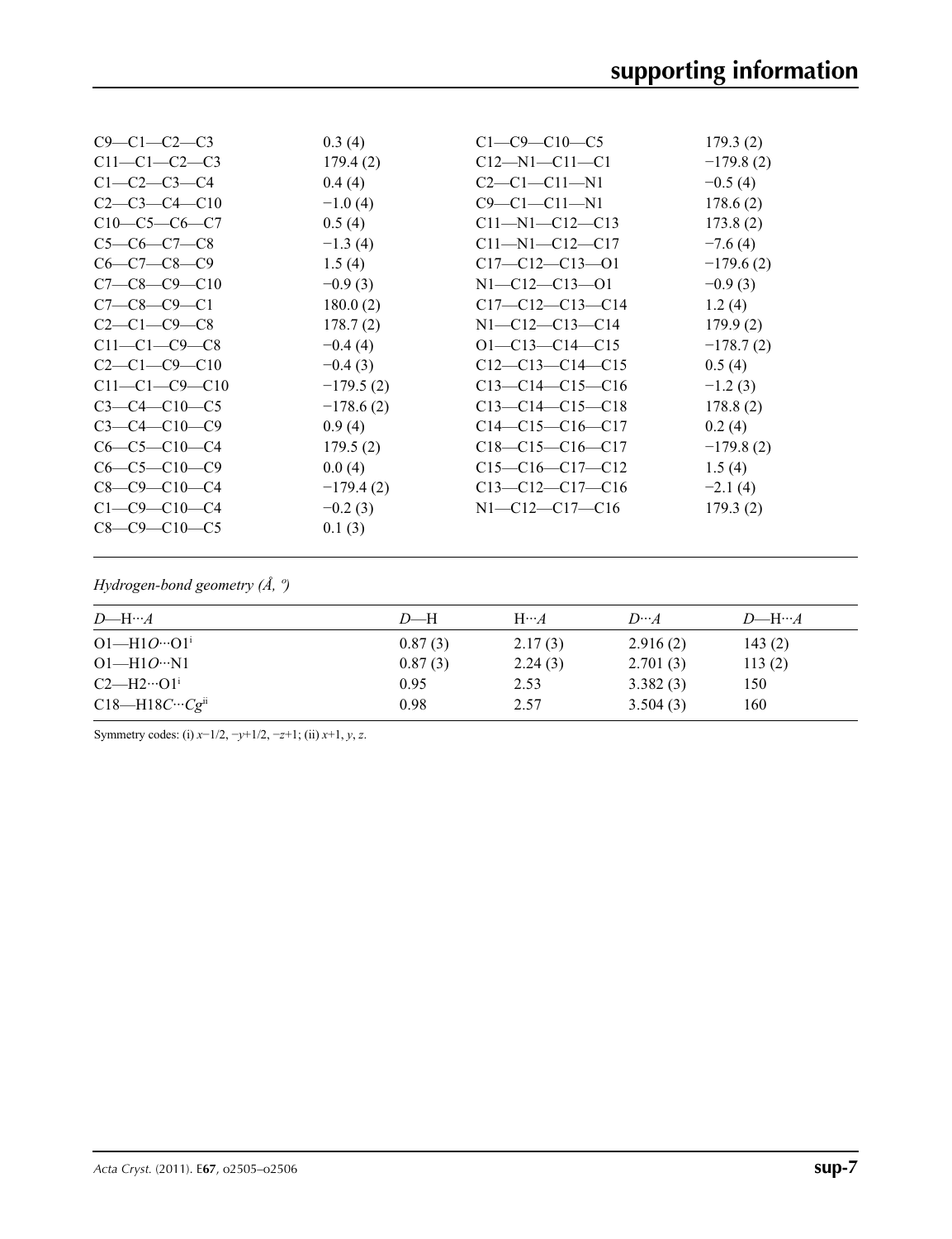| | | | |
|---|---|---|---|
| C9—C1—C2—C3 | 0.3 (4) | C1—C9—C10—C5 | 179.3 (2) |
| C11—C1—C2—C3 | 179.4 (2) | C12—N1—C11—C1 | −179.8 (2) |
| C1—C2—C3—C4 | 0.4 (4) | C2—C1—C11—N1 | −0.5 (4) |
| C2—C3—C4—C10 | −1.0 (4) | C9—C1—C11—N1 | 178.6 (2) |
| C10—C5—C6—C7 | 0.5 (4) | C11—N1—C12—C13 | 173.8 (2) |
| C5—C6—C7—C8 | −1.3 (4) | C11—N1—C12—C17 | −7.6 (4) |
| C6—C7—C8—C9 | 1.5 (4) | C17—C12—C13—O1 | −179.6 (2) |
| C7—C8—C9—C10 | −0.9 (3) | N1—C12—C13—O1 | −0.9 (3) |
| C7—C8—C9—C1 | 180.0 (2) | C17—C12—C13—C14 | 1.2 (4) |
| C2—C1—C9—C8 | 178.7 (2) | N1—C12—C13—C14 | 179.9 (2) |
| C11—C1—C9—C8 | −0.4 (4) | O1—C13—C14—C15 | −178.7 (2) |
| C2—C1—C9—C10 | −0.4 (3) | C12—C13—C14—C15 | 0.5 (4) |
| C11—C1—C9—C10 | −179.5 (2) | C13—C14—C15—C16 | −1.2 (3) |
| C3—C4—C10—C5 | −178.6 (2) | C13—C14—C15—C18 | 178.8 (2) |
| C3—C4—C10—C9 | 0.9 (4) | C14—C15—C16—C17 | 0.2 (4) |
| C6—C5—C10—C4 | 179.5 (2) | C18—C15—C16—C17 | −179.8 (2) |
| C6—C5—C10—C9 | 0.0 (4) | C15—C16—C17—C12 | 1.5 (4) |
| C8—C9—C10—C4 | −179.4 (2) | C13—C12—C17—C16 | −2.1 (4) |
| C1—C9—C10—C4 | −0.2 (3) | N1—C12—C17—C16 | 179.3 (2) |
| C8—C9—C10—C5 | 0.1 (3) | | |

*Hydrogen-bond geometry (Å, º)*

| *D*—H···*A* | *D*—H | H···*A* | *D*···*A* | *D*—H···*A* |
|---|---|---|---|---|
| O1—H1*O*···O1[i] | 0.87 (3) | 2.17 (3) | 2.916 (2) | 143 (2) |
| O1—H1*O*···N1 | 0.87 (3) | 2.24 (3) | 2.701 (3) | 113 (2) |
| C2—H2···O1[i] | 0.95 | 2.53 | 3.382 (3) | 150 |
| C18—H18*C*···*Cg*[ii] | 0.98 | 2.57 | 3.504 (3) | 160 |

Symmetry codes: (i) $x-1/2$, $-y+1/2$, $-z+1$; (ii) $x+1$, $y$, $z$.